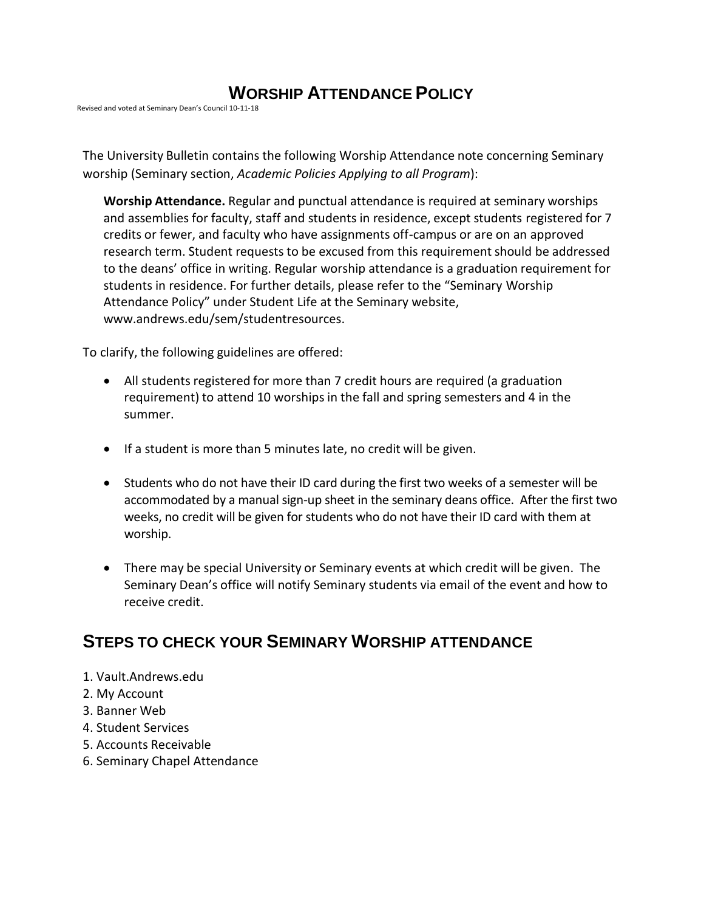# WORSHIP ATTENDANCE POLICY

Revised and voted at Seminary Dean's Council 10-11-18

The University Bulletin contains the following Worship Attendance note concerning Seminary worship (Seminary section, *Academic Policies Applying to all Program*):

> **Worship Attendance.** Regular and punctual attendance is required at seminary worships and assemblies for faculty, staff and students in residence, except students registered for 7 credits or fewer, and faculty who have assignments off-campus or are on an approved research term. Student requests to be excused from this requirement should be addressed to the deans' office in writing. Regular worship attendance is a graduation requirement for students in residence. For further details, please refer to the "Seminary Worship Attendance Policy" under Student Life at the Seminary website, www.andrews.edu/sem/studentresources.

To clarify, the following guidelines are offered:

- All students registered for more than 7 credit hours are required (a graduation requirement) to attend 10 worships in the fall and spring semesters and 4 in the summer.
- If a student is more than 5 minutes late, no credit will be given.
- Students who do not have their ID card during the first two weeks of a semester will be accommodated by a manual sign-up sheet in the seminary deans office. After the first two weeks, no credit will be given for students who do not have their ID card with them at worship.
- There may be special University or Seminary events at which credit will be given. The Seminary Dean's office will notify Seminary students via email of the event and how to receive credit.

## STEPS TO CHECK YOUR SEMINARY WORSHIP ATTENDANCE

1. Vault.Andrews.edu
2. My Account
3. Banner Web
4. Student Services
5. Accounts Receivable
6. Seminary Chapel Attendance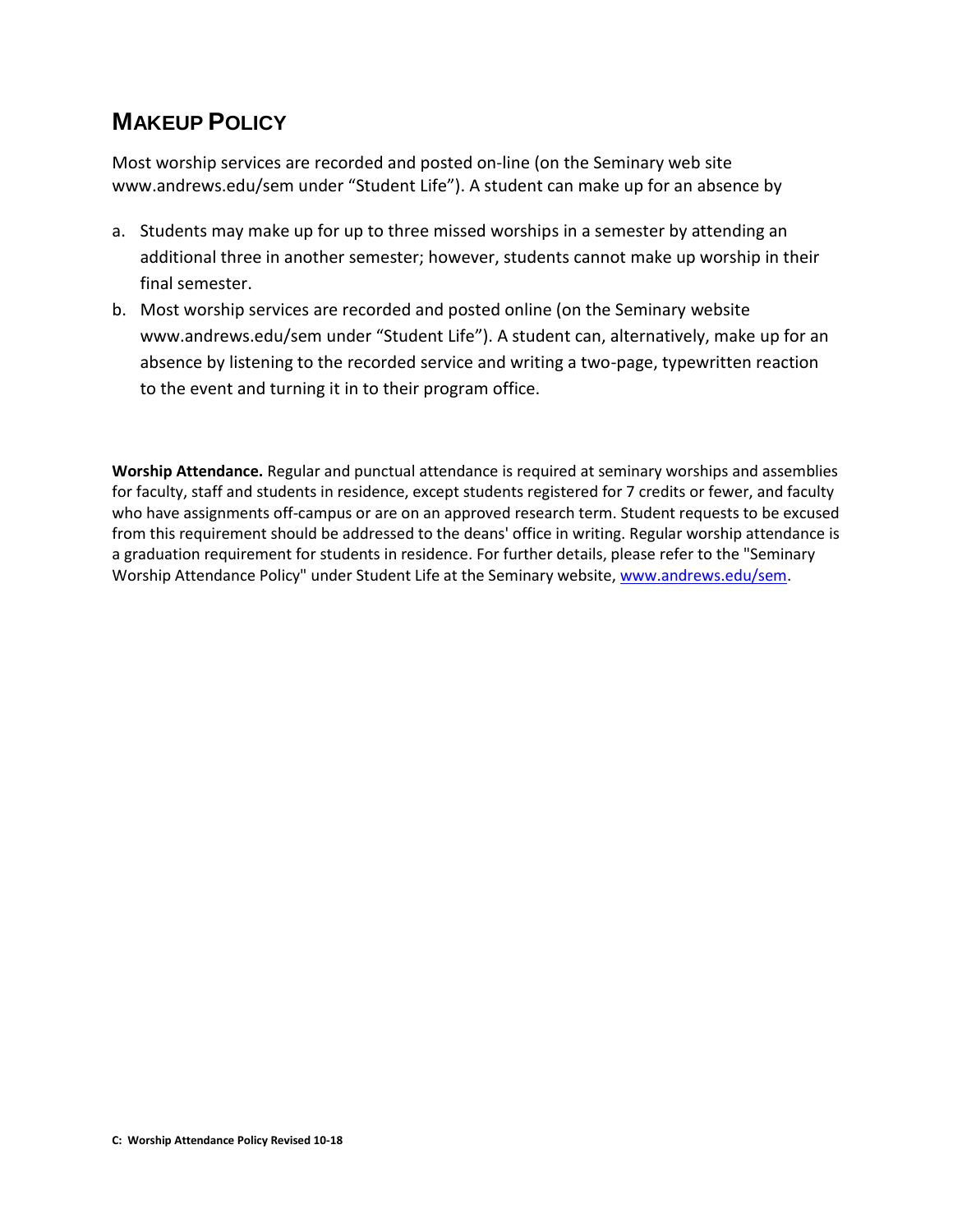## MAKEUP POLICY

Most worship services are recorded and posted on-line (on the Seminary web site www.andrews.edu/sem under "Student Life"). A student can make up for an absence by

a. Students may make up for up to three missed worships in a semester by attending an additional three in another semester; however, students cannot make up worship in their final semester.
b. Most worship services are recorded and posted online (on the Seminary website www.andrews.edu/sem under "Student Life"). A student can, alternatively, make up for an absence by listening to the recorded service and writing a two-page, typewritten reaction to the event and turning it in to their program office.

**Worship Attendance.** Regular and punctual attendance is required at seminary worships and assemblies for faculty, staff and students in residence, except students registered for 7 credits or fewer, and faculty who have assignments off-campus or are on an approved research term. Student requests to be excused from this requirement should be addressed to the deans' office in writing. Regular worship attendance is a graduation requirement for students in residence. For further details, please refer to the "Seminary Worship Attendance Policy" under Student Life at the Seminary website, [www.andrews.edu/sem](www.andrews.edu/sem).